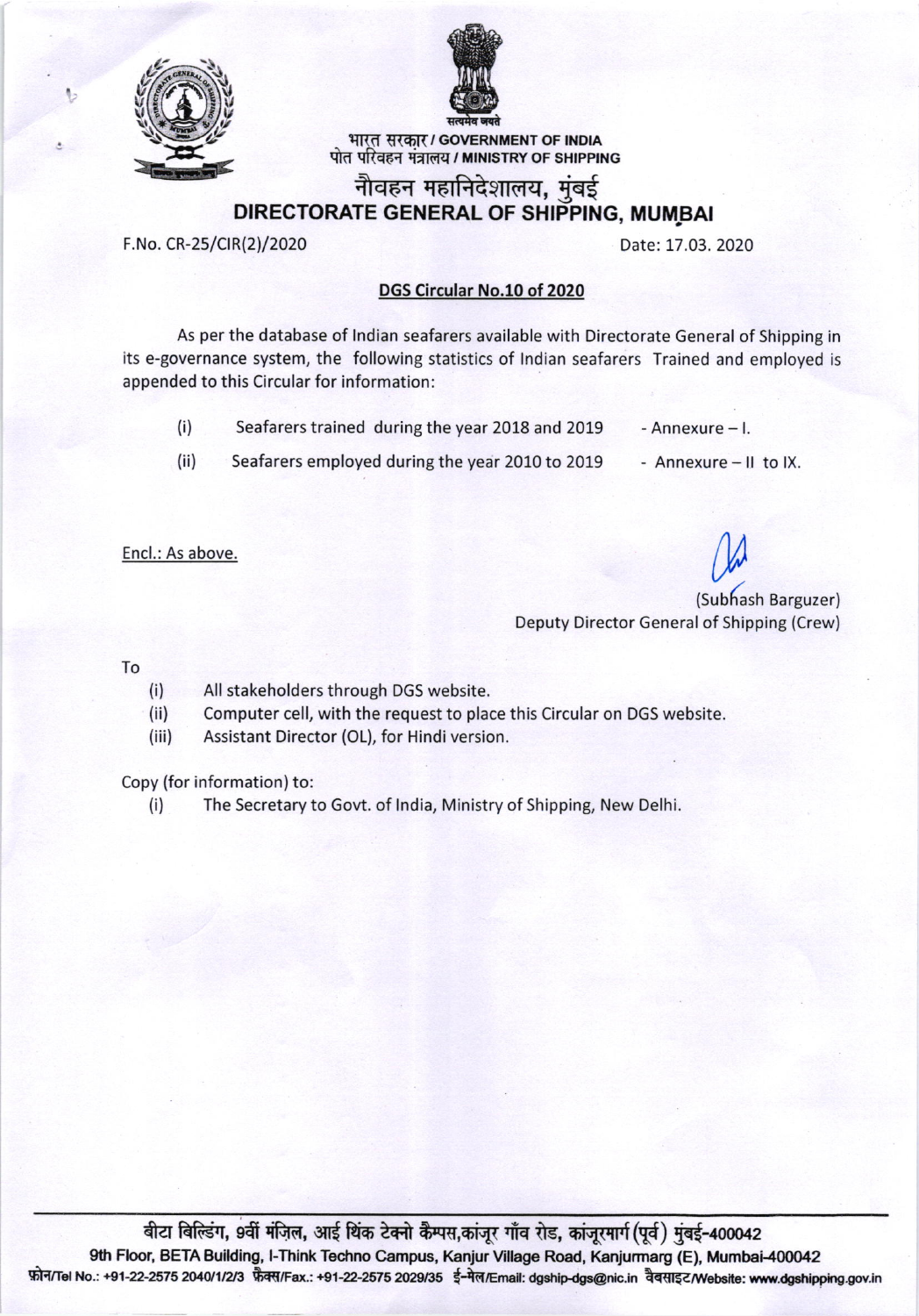सत्यमेव जयते

भारत सरकार / GOVERNMENT OF INDIA
पोत परिवहन मंत्रालय / MINISTRY OF SHIPPING

# नौवहन महानिदेशालय, मुंबई
# DIRECTORATE GENERAL OF SHIPPING, MUMBAI

F.No. CR-25/CIR(2)/2020 Date: 17.03. 2020

## DGS Circular No.10 of 2020

As per the database of Indian seafarers available with Directorate General of Shipping in its e-governance system, the following statistics of Indian seafarers Trained and employed is appended to this Circular for information:

(i) Seafarers trained during the year 2018 and 2019 - Annexure – I.

(ii) Seafarers employed during the year 2010 to 2019 - Annexure – II to IX.

Encl.: As above.

(Subhash Barguzer)
Deputy Director General of Shipping (Crew)

To

(i) All stakeholders through DGS website.
(ii) Computer cell, with the request to place this Circular on DGS website.
(iii) Assistant Director (OL), for Hindi version.

Copy (for information) to:

(i) The Secretary to Govt. of India, Ministry of Shipping, New Delhi.

बीटा बिल्डिंग, 9वीं मंज़िल, आई थिंक टेक्नो कैम्पस,कांजूर गाँव रोड, कांजूरमार्ग (पूर्व) मुंबई-400042
9th Floor, BETA Building, I-Think Techno Campus, Kanjur Village Road, Kanjurmarg (E), Mumbai-400042
फ़ोन/Tel No.: +91-22-2575 2040/1/2/3 फ़ैक्स/Fax.: +91-22-2575 2029/35 ई-मेल/Email: dgship-dgs@nic.in वेबसाइट/Website: www.dgshipping.gov.in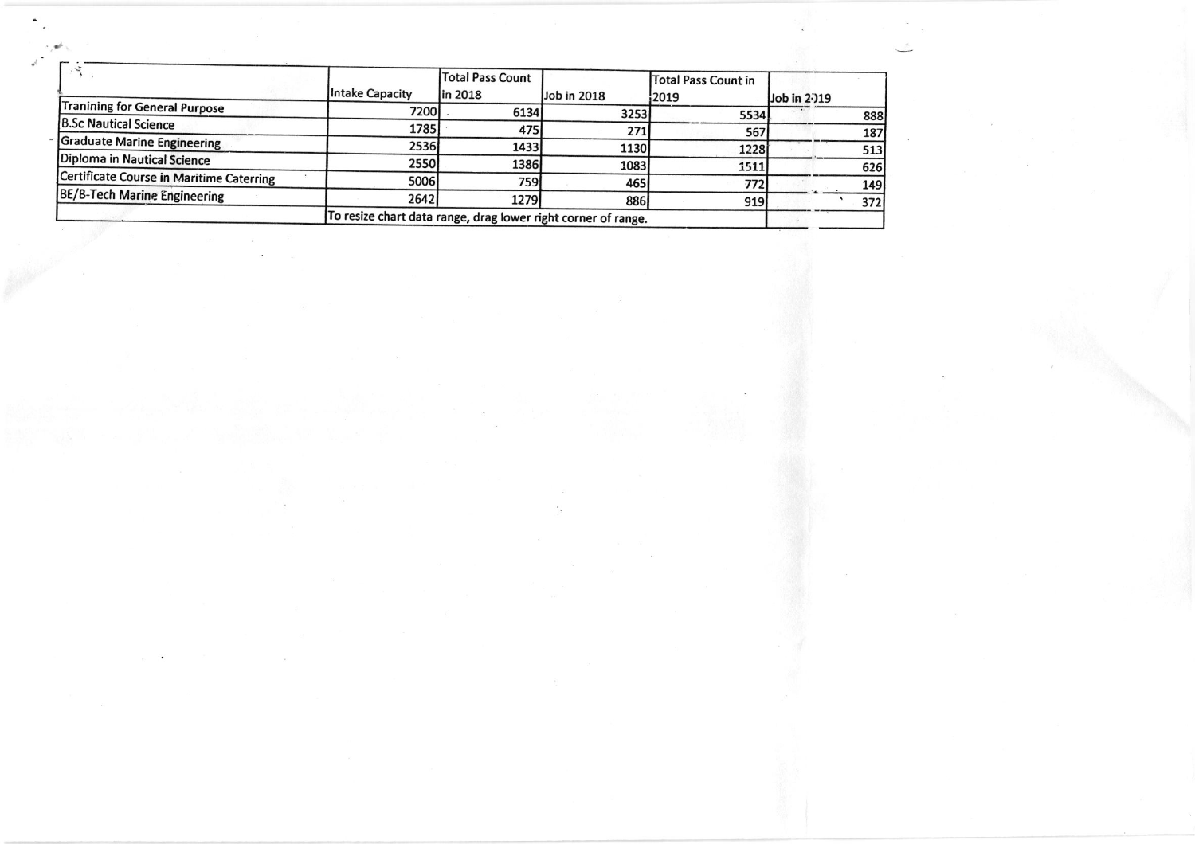| | Intake Capacity | Total Pass Count in 2018 | Job in 2018 | Total Pass Count in 2019 | Job in 2019 |
|---|---|---|---|---|---|
| Tranining for General Purpose | 7200 | 6134 | 3253 | 5534 | 888 |
| B.Sc Nautical Science | 1785 | 475 | 271 | 567 | 187 |
| Graduate Marine Engineering | 2536 | 1433 | 1130 | 1228 | 513 |
| Diploma in Nautical Science | 2550 | 1386 | 1083 | 1511 | 626 |
| Certificate Course in Maritime Caterring | 5006 | 759 | 465 | 772 | 149 |
| BE/B-Tech Marine Engineering | 2642 | 1279 | 886 | 919 | 372 |
| | To resize chart data range, drag lower right corner of range. | | | | |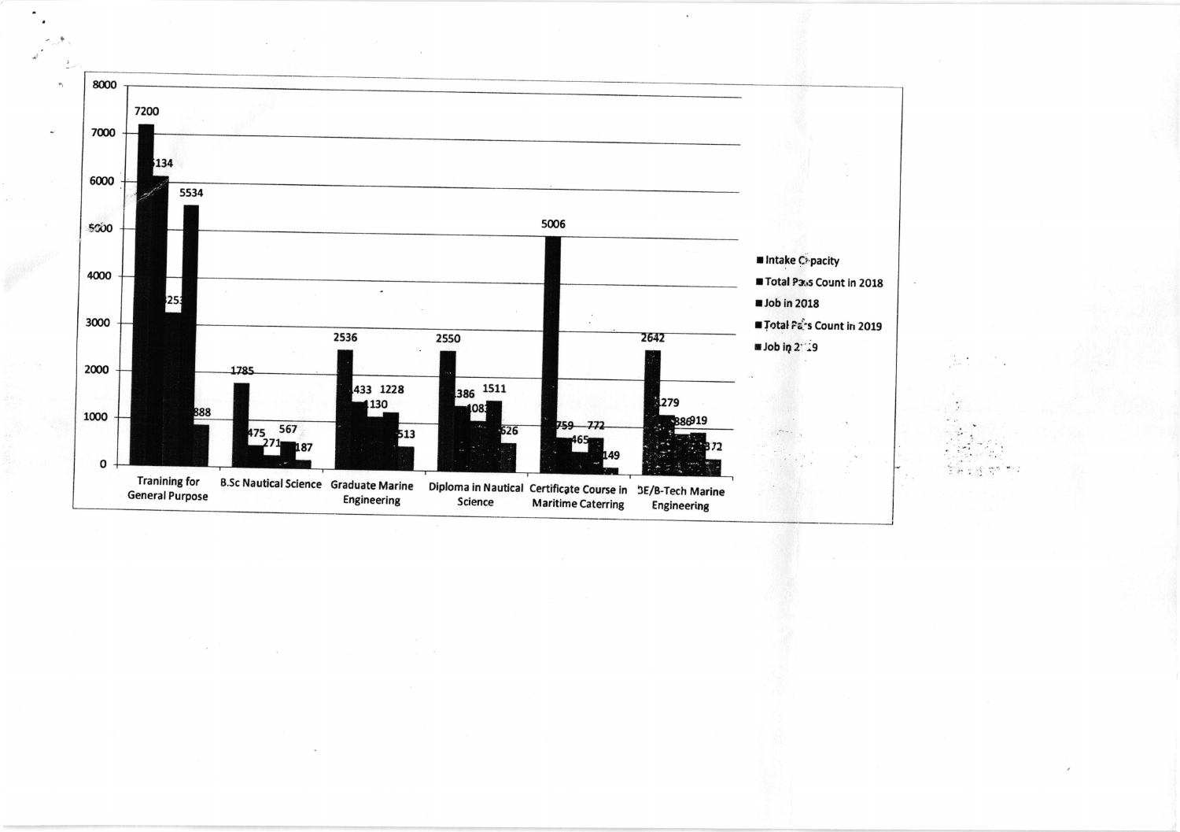8000
7000
6000
5000
4000
3000
2000
1000
0

7200
6134
5534
3253
888

1785
475
271
567
187

2536
1433
1130
1228
513

2550
1386
1083
1511
626

5006
759
465
772
149

2642
1279
886
919
372

Tranining for General Purpose
B.Sc Nautical Science
Graduate Marine Engineering
Diploma in Nautical Science
Certificate Course in Maritime Caterring
BE/B-Tech Marine Engineering

Intake Capacity
Total Pass Count in 2018
Job in 2018
Total Pass Count in 2019
Job in 2019